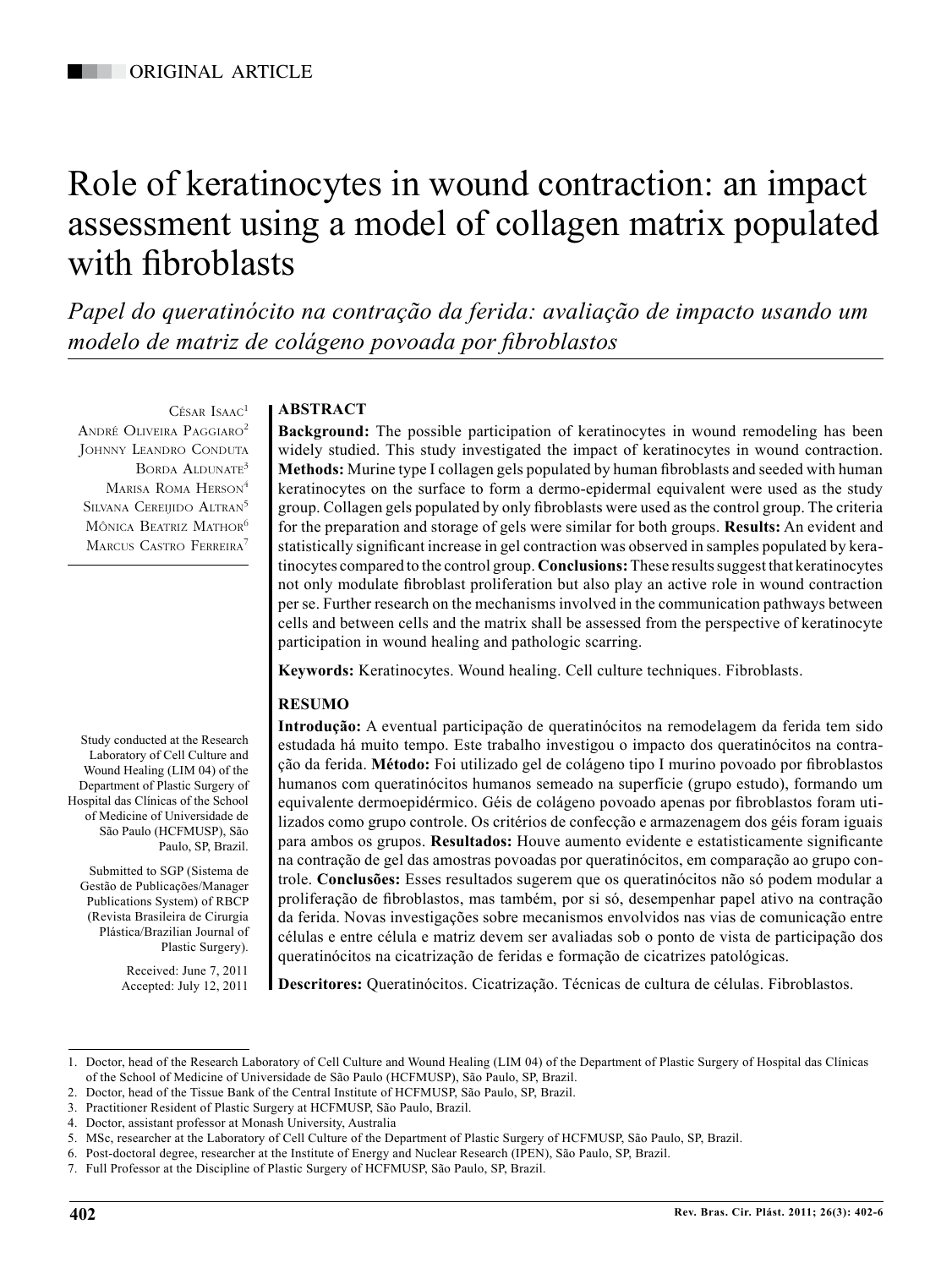ORIGINAL ARTICLE

# Role of keratinocytes in wound contraction: an impact assessment using a model of collagen matrix populated with fibroblasts

*Papel do queratinócito na contração da ferida: avaliação de impacto usando um modelo de matriz de colágeno povoada por fibroblastos*

César Isaac[1]
André Oliveira Paggiaro[2]
Johnny Leandro Conduta Borda Aldunate[3]
Marisa Roma Herson[4]
Silvana Cereijido Altran[5]
Mônica Beatriz Mathor[6]
Marcus Castro Ferreira[7]

Study conducted at the Research Laboratory of Cell Culture and Wound Healing (LIM 04) of the Department of Plastic Surgery of Hospital das Clínicas of the School of Medicine of Universidade de São Paulo (HCFMUSP), São Paulo, SP, Brazil.

Submitted to SGP (Sistema de Gestão de Publicações/Manager Publications System) of RBCP (Revista Brasileira de Cirurgia Plástica/Brazilian Journal of Plastic Surgery).

Received: June 7, 2011
Accepted: July 12, 2011

## ABSTRACT

**Background:** The possible participation of keratinocytes in wound remodeling has been widely studied. This study investigated the impact of keratinocytes in wound contraction. **Methods:** Murine type I collagen gels populated by human fibroblasts and seeded with human keratinocytes on the surface to form a dermo-epidermal equivalent were used as the study group. Collagen gels populated by only fibroblasts were used as the control group. The criteria for the preparation and storage of gels were similar for both groups. **Results:** An evident and statistically significant increase in gel contraction was observed in samples populated by keratinocytes compared to the control group. **Conclusions:** These results suggest that keratinocytes not only modulate fibroblast proliferation but also play an active role in wound contraction per se. Further research on the mechanisms involved in the communication pathways between cells and between cells and the matrix shall be assessed from the perspective of keratinocyte participation in wound healing and pathologic scarring.

**Keywords:** Keratinocytes. Wound healing. Cell culture techniques. Fibroblasts.

## RESUMO

**Introdução:** A eventual participação de queratinócitos na remodelagem da ferida tem sido estudada há muito tempo. Este trabalho investigou o impacto dos queratinócitos na contração da ferida. **Método:** Foi utilizado gel de colágeno tipo I murino povoado por fibroblastos humanos com queratinócitos humanos semeado na superfície (grupo estudo), formando um equivalente dermoepidérmico. Géis de colágeno povoado apenas por fibroblastos foram utilizados como grupo controle. Os critérios de confecção e armazenagem dos géis foram iguais para ambos os grupos. **Resultados:** Houve aumento evidente e estatisticamente significante na contração de gel das amostras povoadas por queratinócitos, em comparação ao grupo controle. **Conclusões:** Esses resultados sugerem que os queratinócitos não só podem modular a proliferação de fibroblastos, mas também, por si só, desempenhar papel ativo na contração da ferida. Novas investigações sobre mecanismos envolvidos nas vias de comunicação entre células e entre célula e matriz devem ser avaliadas sob o ponto de vista de participação dos queratinócitos na cicatrização de feridas e formação de cicatrizes patológicas.

**Descritores:** Queratinócitos. Cicatrização. Técnicas de cultura de células. Fibroblastos.

---

1. Doctor, head of the Research Laboratory of Cell Culture and Wound Healing (LIM 04) of the Department of Plastic Surgery of Hospital das Clínicas of the School of Medicine of Universidade de São Paulo (HCFMUSP), São Paulo, SP, Brazil.
2. Doctor, head of the Tissue Bank of the Central Institute of HCFMUSP, São Paulo, SP, Brazil.
3. Practitioner Resident of Plastic Surgery at HCFMUSP, São Paulo, Brazil.
4. Doctor, assistant professor at Monash University, Australia
5. MSc, researcher at the Laboratory of Cell Culture of the Department of Plastic Surgery of HCFMUSP, São Paulo, SP, Brazil.
6. Post-doctoral degree, researcher at the Institute of Energy and Nuclear Research (IPEN), São Paulo, SP, Brazil.
7. Full Professor at the Discipline of Plastic Surgery of HCFMUSP, São Paulo, SP, Brazil.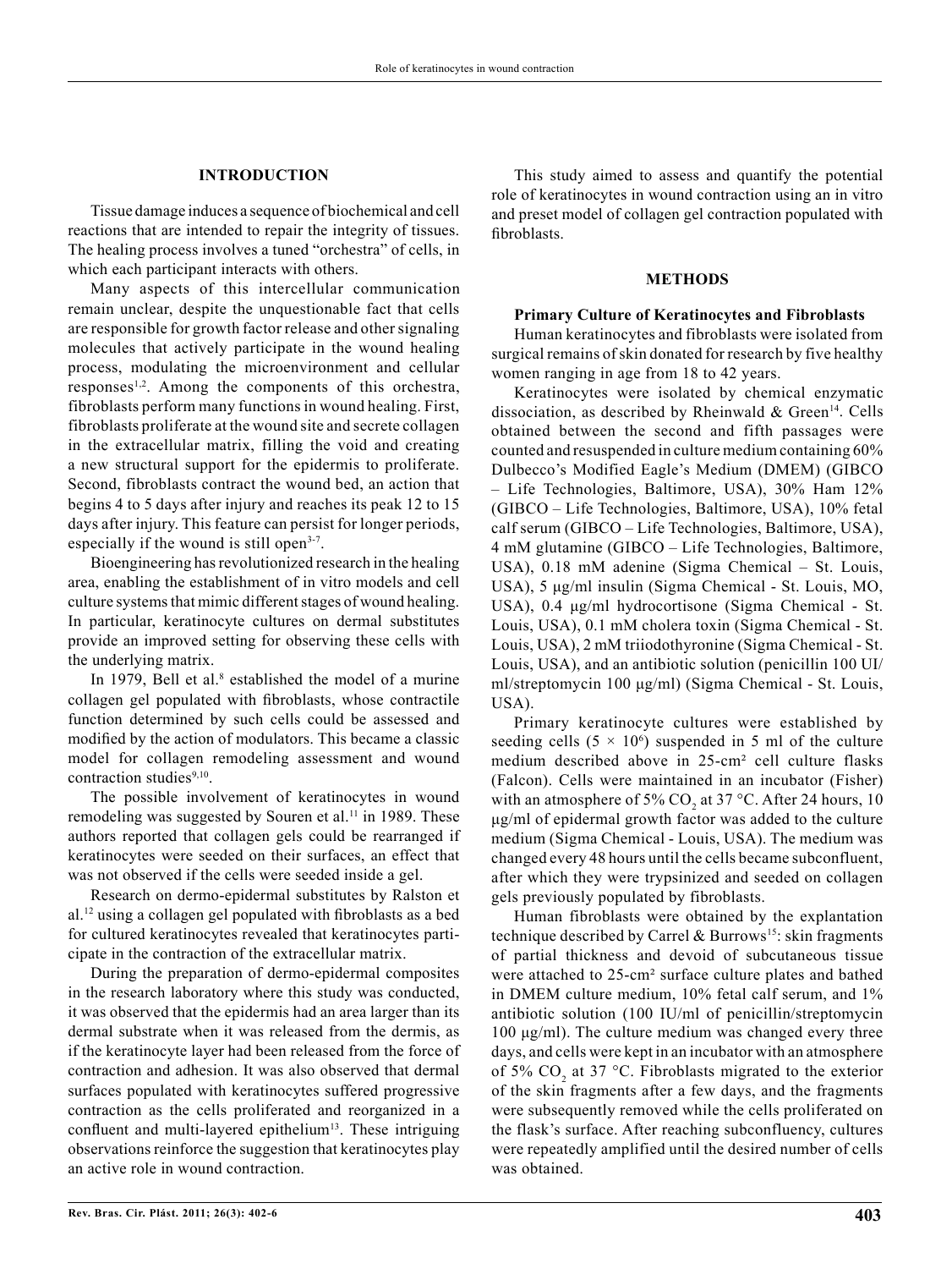## INTRODUCTION

Tissue damage induces a sequence of biochemical and cell reactions that are intended to repair the integrity of tissues. The healing process involves a tuned "orchestra" of cells, in which each participant interacts with others.

Many aspects of this intercellular communication remain unclear, despite the unquestionable fact that cells are responsible for growth factor release and other signaling molecules that actively participate in the wound healing process, modulating the microenvironment and cellular responses[1,2]. Among the components of this orchestra, fibroblasts perform many functions in wound healing. First, fibroblasts proliferate at the wound site and secrete collagen in the extracellular matrix, filling the void and creating a new structural support for the epidermis to proliferate. Second, fibroblasts contract the wound bed, an action that begins 4 to 5 days after injury and reaches its peak 12 to 15 days after injury. This feature can persist for longer periods, especially if the wound is still open[3-7].

Bioengineering has revolutionized research in the healing area, enabling the establishment of in vitro models and cell culture systems that mimic different stages of wound healing. In particular, keratinocyte cultures on dermal substitutes provide an improved setting for observing these cells with the underlying matrix.

In 1979, Bell et al.[8] established the model of a murine collagen gel populated with fibroblasts, whose contractile function determined by such cells could be assessed and modified by the action of modulators. This became a classic model for collagen remodeling assessment and wound contraction studies[9,10].

The possible involvement of keratinocytes in wound remodeling was suggested by Souren et al.[11] in 1989. These authors reported that collagen gels could be rearranged if keratinocytes were seeded on their surfaces, an effect that was not observed if the cells were seeded inside a gel.

Research on dermo-epidermal substitutes by Ralston et al.[12] using a collagen gel populated with fibroblasts as a bed for cultured keratinocytes revealed that keratinocytes participate in the contraction of the extracellular matrix.

During the preparation of dermo-epidermal composites in the research laboratory where this study was conducted, it was observed that the epidermis had an area larger than its dermal substrate when it was released from the dermis, as if the keratinocyte layer had been released from the force of contraction and adhesion. It was also observed that dermal surfaces populated with keratinocytes suffered progressive contraction as the cells proliferated and reorganized in a confluent and multi-layered epithelium[13]. These intriguing observations reinforce the suggestion that keratinocytes play an active role in wound contraction.

This study aimed to assess and quantify the potential role of keratinocytes in wound contraction using an in vitro and preset model of collagen gel contraction populated with fibroblasts.

## METHODS

### Primary Culture of Keratinocytes and Fibroblasts

Human keratinocytes and fibroblasts were isolated from surgical remains of skin donated for research by five healthy women ranging in age from 18 to 42 years.

Keratinocytes were isolated by chemical enzymatic dissociation, as described by Rheinwald & Green[14]. Cells obtained between the second and fifth passages were counted and resuspended in culture medium containing 60% Dulbecco's Modified Eagle's Medium (DMEM) (GIBCO – Life Technologies, Baltimore, USA), 30% Ham 12% (GIBCO – Life Technologies, Baltimore, USA), 10% fetal calf serum (GIBCO – Life Technologies, Baltimore, USA), 4 mM glutamine (GIBCO – Life Technologies, Baltimore, USA), 0.18 mM adenine (Sigma Chemical – St. Louis, USA), 5 µg/ml insulin (Sigma Chemical - St. Louis, MO, USA), 0.4 µg/ml hydrocortisone (Sigma Chemical - St. Louis, USA), 0.1 mM cholera toxin (Sigma Chemical - St. Louis, USA), 2 mM triiodothyronine (Sigma Chemical - St. Louis, USA), and an antibiotic solution (penicillin 100 UI/ml/streptomycin 100 µg/ml) (Sigma Chemical - St. Louis, USA).

Primary keratinocyte cultures were established by seeding cells ($5 \times 10^6$) suspended in 5 ml of the culture medium described above in 25-cm² cell culture flasks (Falcon). Cells were maintained in an incubator (Fisher) with an atmosphere of 5% $CO_2$ at 37 °C. After 24 hours, 10 µg/ml of epidermal growth factor was added to the culture medium (Sigma Chemical - Louis, USA). The medium was changed every 48 hours until the cells became subconfluent, after which they were trypsinized and seeded on collagen gels previously populated by fibroblasts.

Human fibroblasts were obtained by the explantation technique described by Carrel & Burrows[15]: skin fragments of partial thickness and devoid of subcutaneous tissue were attached to 25-cm² surface culture plates and bathed in DMEM culture medium, 10% fetal calf serum, and 1% antibiotic solution (100 IU/ml of penicillin/streptomycin 100 µg/ml). The culture medium was changed every three days, and cells were kept in an incubator with an atmosphere of 5% $CO_2$ at 37 °C. Fibroblasts migrated to the exterior of the skin fragments after a few days, and the fragments were subsequently removed while the cells proliferated on the flask's surface. After reaching subconfluency, cultures were repeatedly amplified until the desired number of cells was obtained.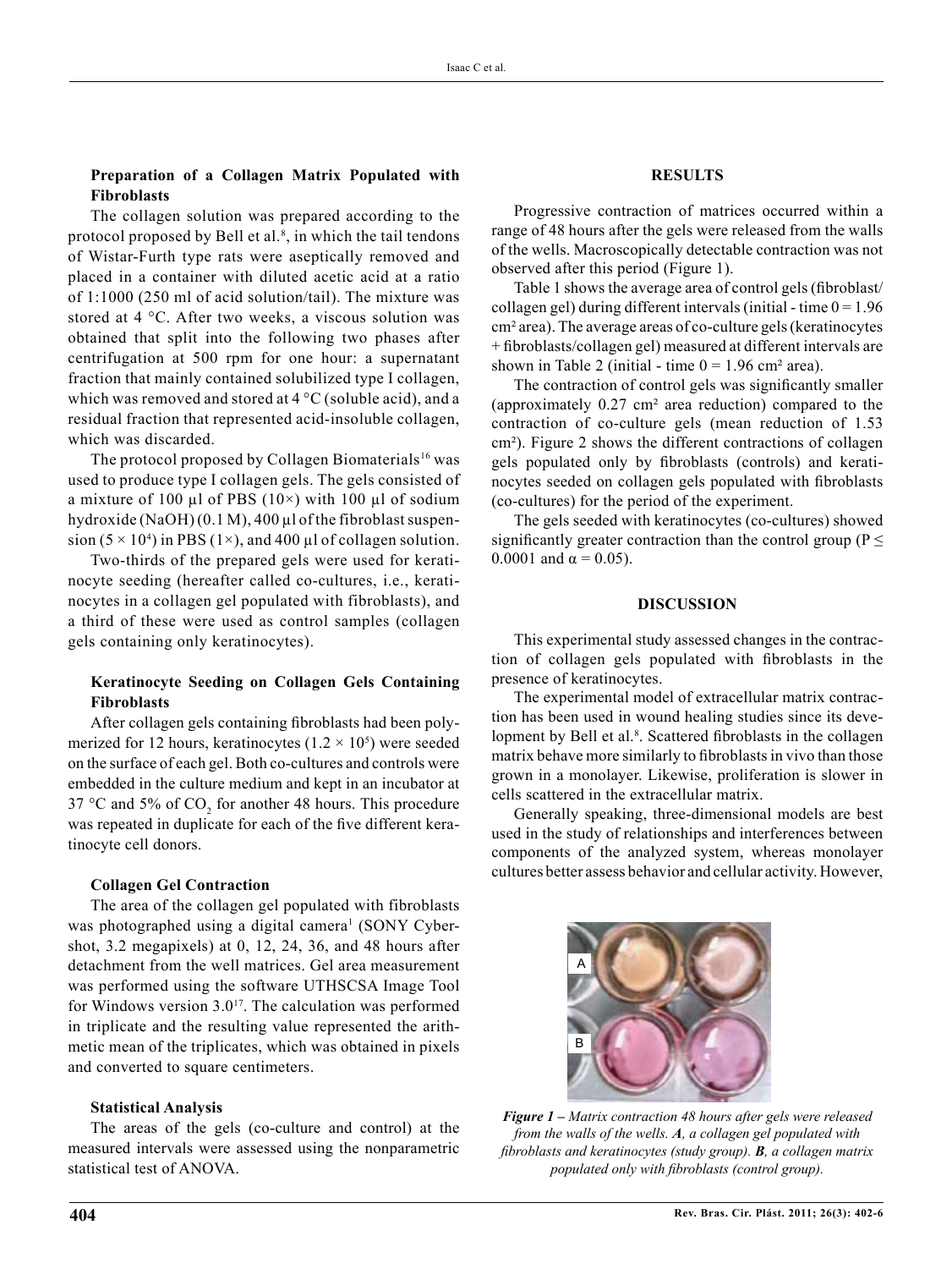### Preparation of a Collagen Matrix Populated with Fibroblasts

The collagen solution was prepared according to the protocol proposed by Bell et al.[8], in which the tail tendons of Wistar-Furth type rats were aseptically removed and placed in a container with diluted acetic acid at a ratio of 1:1000 (250 ml of acid solution/tail). The mixture was stored at 4 °C. After two weeks, a viscous solution was obtained that split into the following two phases after centrifugation at 500 rpm for one hour: a supernatant fraction that mainly contained solubilized type I collagen, which was removed and stored at 4 °C (soluble acid), and a residual fraction that represented acid-insoluble collagen, which was discarded.

The protocol proposed by Collagen Biomaterials[16] was used to produce type I collagen gels. The gels consisted of a mixture of 100 µl of PBS (10×) with 100 µl of sodium hydroxide (NaOH) (0.1 M), 400 µl of the fibroblast suspension ($5 \times 10^4$) in PBS (1×), and 400 µl of collagen solution.

Two-thirds of the prepared gels were used for keratinocyte seeding (hereafter called co-cultures, i.e., keratinocytes in a collagen gel populated with fibroblasts), and a third of these were used as control samples (collagen gels containing only keratinocytes).

### Keratinocyte Seeding on Collagen Gels Containing Fibroblasts

After collagen gels containing fibroblasts had been polymerized for 12 hours, keratinocytes ($1.2 \times 10^5$) were seeded on the surface of each gel. Both co-cultures and controls were embedded in the culture medium and kept in an incubator at 37 °C and 5% of $CO_2$ for another 48 hours. This procedure was repeated in duplicate for each of the five different keratinocyte cell donors.

### Collagen Gel Contraction

The area of the collagen gel populated with fibroblasts was photographed using a digital camera[1] (SONY Cybershot, 3.2 megapixels) at 0, 12, 24, 36, and 48 hours after detachment from the well matrices. Gel area measurement was performed using the software UTHSCSA Image Tool for Windows version 3.0[17]. The calculation was performed in triplicate and the resulting value represented the arithmetic mean of the triplicates, which was obtained in pixels and converted to square centimeters.

### Statistical Analysis

The areas of the gels (co-culture and control) at the measured intervals were assessed using the nonparametric statistical test of ANOVA.

## RESULTS

Progressive contraction of matrices occurred within a range of 48 hours after the gels were released from the walls of the wells. Macroscopically detectable contraction was not observed after this period (Figure 1).

Table 1 shows the average area of control gels (fibroblast/collagen gel) during different intervals (initial - time 0 = 1.96 cm² area). The average areas of co-culture gels (keratinocytes + fibroblasts/collagen gel) measured at different intervals are shown in Table 2 (initial - time 0 = 1.96 cm² area).

The contraction of control gels was significantly smaller (approximately 0.27 cm² area reduction) compared to the contraction of co-culture gels (mean reduction of 1.53 cm²). Figure 2 shows the different contractions of collagen gels populated only by fibroblasts (controls) and keratinocytes seeded on collagen gels populated with fibroblasts (co-cultures) for the period of the experiment.

The gels seeded with keratinocytes (co-cultures) showed significantly greater contraction than the control group ($P \leq 0.0001$ and $\alpha = 0.05$).

## DISCUSSION

This experimental study assessed changes in the contraction of collagen gels populated with fibroblasts in the presence of keratinocytes.

The experimental model of extracellular matrix contraction has been used in wound healing studies since its development by Bell et al.[8]. Scattered fibroblasts in the collagen matrix behave more similarly to fibroblasts in vivo than those grown in a monolayer. Likewise, proliferation is slower in cells scattered in the extracellular matrix.

Generally speaking, three-dimensional models are best used in the study of relationships and interferences between components of the analyzed system, whereas monolayer cultures better assess behavior and cellular activity. However,

*Figure 1 – Matrix contraction 48 hours after gels were released from the walls of the wells. **A**, a collagen gel populated with fibroblasts and keratinocytes (study group). **B**, a collagen matrix populated only with fibroblasts (control group).*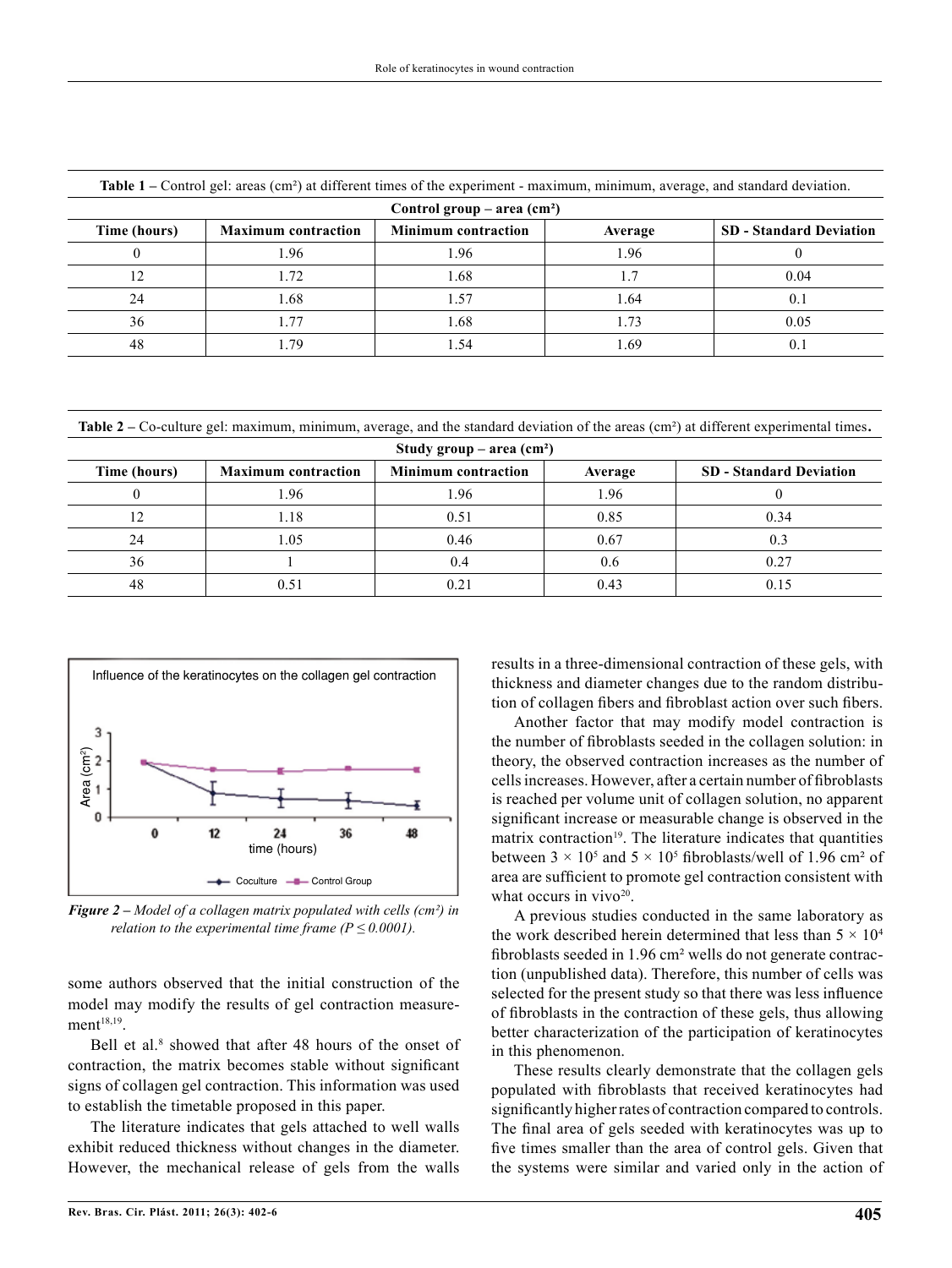**Table 1 –** Control gel: areas (cm²) at different times of the experiment - maximum, minimum, average, and standard deviation.

| Control group – area (cm²) | | | | |
|---|---|---|---|---|
| Time (hours) | Maximum contraction | Minimum contraction | Average | SD - Standard Deviation |
| 0 | 1.96 | 1.96 | 1.96 | 0 |
| 12 | 1.72 | 1.68 | 1.7 | 0.04 |
| 24 | 1.68 | 1.57 | 1.64 | 0.1 |
| 36 | 1.77 | 1.68 | 1.73 | 0.05 |
| 48 | 1.79 | 1.54 | 1.69 | 0.1 |

**Table 2 –** Co-culture gel: maximum, minimum, average, and the standard deviation of the areas (cm²) at different experimental times.

| Study group – area (cm²) | | | | |
|---|---|---|---|---|
| Time (hours) | Maximum contraction | Minimum contraction | Average | SD - Standard Deviation |
| 0 | 1.96 | 1.96 | 1.96 | 0 |
| 12 | 1.18 | 0.51 | 0.85 | 0.34 |
| 24 | 1.05 | 0.46 | 0.67 | 0.3 |
| 36 | 1 | 0.4 | 0.6 | 0.27 |
| 48 | 0.51 | 0.21 | 0.43 | 0.15 |

*Figure 2 – Model of a collagen matrix populated with cells (cm²) in relation to the experimental time frame (P ≤ 0.0001).*

some authors observed that the initial construction of the model may modify the results of gel contraction measurement[18,19].

Bell et al.[8] showed that after 48 hours of the onset of contraction, the matrix becomes stable without significant signs of collagen gel contraction. This information was used to establish the timetable proposed in this paper.

The literature indicates that gels attached to well walls exhibit reduced thickness without changes in the diameter. However, the mechanical release of gels from the walls results in a three-dimensional contraction of these gels, with thickness and diameter changes due to the random distribution of collagen fibers and fibroblast action over such fibers.

Another factor that may modify model contraction is the number of fibroblasts seeded in the collagen solution: in theory, the observed contraction increases as the number of cells increases. However, after a certain number of fibroblasts is reached per volume unit of collagen solution, no apparent significant increase or measurable change is observed in the matrix contraction[19]. The literature indicates that quantities between $3 \times 10^5$ and $5 \times 10^5$ fibroblasts/well of 1.96 cm² of area are sufficient to promote gel contraction consistent with what occurs in vivo[20].

A previous studies conducted in the same laboratory as the work described herein determined that less than $5 \times 10^4$ fibroblasts seeded in 1.96 cm² wells do not generate contraction (unpublished data). Therefore, this number of cells was selected for the present study so that there was less influence of fibroblasts in the contraction of these gels, thus allowing better characterization of the participation of keratinocytes in this phenomenon.

These results clearly demonstrate that the collagen gels populated with fibroblasts that received keratinocytes had significantly higher rates of contraction compared to controls. The final area of gels seeded with keratinocytes was up to five times smaller than the area of control gels. Given that the systems were similar and varied only in the action of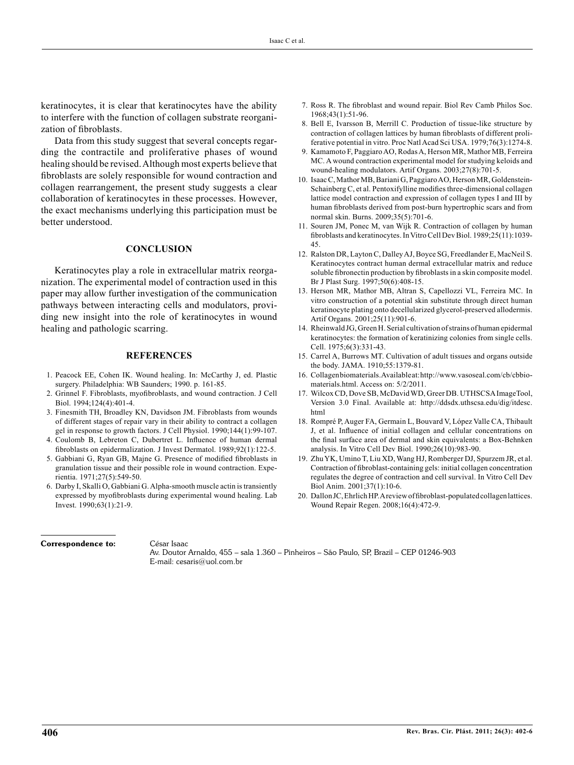keratinocytes, it is clear that keratinocytes have the ability to interfere with the function of collagen substrate reorganization of fibroblasts.

Data from this study suggest that several concepts regarding the contractile and proliferative phases of wound healing should be revised. Although most experts believe that fibroblasts are solely responsible for wound contraction and collagen rearrangement, the present study suggests a clear collaboration of keratinocytes in these processes. However, the exact mechanisms underlying this participation must be better understood.

## CONCLUSION

Keratinocytes play a role in extracellular matrix reorganization. The experimental model of contraction used in this paper may allow further investigation of the communication pathways between interacting cells and modulators, providing new insight into the role of keratinocytes in wound healing and pathologic scarring.

## REFERENCES

1. Peacock EE, Cohen IK. Wound healing. In: McCarthy J, ed. Plastic surgery. Philadelphia: WB Saunders; 1990. p. 161-85.
2. Grinnel F. Fibroblasts, myofibroblasts, and wound contraction. J Cell Biol. 1994;124(4):401-4.
3. Finesmith TH, Broadley KN, Davidson JM. Fibroblasts from wounds of different stages of repair vary in their ability to contract a collagen gel in response to growth factors. J Cell Physiol. 1990;144(1):99-107.
4. Coulomb B, Lebreton C, Dubertret L. Influence of human dermal fibroblasts on epidermalization. J Invest Dermatol. 1989;92(1):122-5.
5. Gabbiani G, Ryan GB, Majne G. Presence of modified fibroblasts in granulation tissue and their possible role in wound contraction. Experientia. 1971;27(5):549-50.
6. Darby I, Skalli O, Gabbiani G. Alpha-smooth muscle actin is transiently expressed by myofibroblasts during experimental wound healing. Lab Invest. 1990;63(1):21-9.
7. Ross R. The fibroblast and wound repair. Biol Rev Camb Philos Soc. 1968;43(1):51-96.
8. Bell E, Ivarsson B, Merrill C. Production of tissue-like structure by contraction of collagen lattices by human fibroblasts of different proliferative potential in vitro. Proc Natl Acad Sci USA. 1979;76(3):1274-8.
9. Kamamoto F, Paggiaro AO, Rodas A, Herson MR, Mathor MB, Ferreira MC. A wound contraction experimental model for studying keloids and wound-healing modulators. Artif Organs. 2003;27(8):701-5.
10. Isaac C, Mathor MB, Bariani G, Paggiaro AO, Herson MR, Goldenstein-Schainberg C, et al. Pentoxifylline modifies three-dimensional collagen lattice model contraction and expression of collagen types I and III by human fibroblasts derived from post-burn hypertrophic scars and from normal skin. Burns. 2009;35(5):701-6.
11. Souren JM, Ponec M, van Wijk R. Contraction of collagen by human fibroblasts and keratinocytes. In Vitro Cell Dev Biol. 1989;25(11):1039-45.
12. Ralston DR, Layton C, Dalley AJ, Boyce SG, Freedlander E, MacNeil S. Keratinocytes contract human dermal extracellular matrix and reduce soluble fibronectin production by fibroblasts in a skin composite model. Br J Plast Surg. 1997;50(6):408-15.
13. Herson MR, Mathor MB, Altran S, Capellozzi VL, Ferreira MC. In vitro construction of a potential skin substitute through direct human keratinocyte plating onto decellularized glycerol-preserved allodermis. Artif Organs. 2001;25(11):901-6.
14. Rheinwald JG, Green H. Serial cultivation of strains of human epidermal keratinocytes: the formation of keratinizing colonies from single cells. Cell. 1975;6(3):331-43.
15. Carrel A, Burrows MT. Cultivation of adult tissues and organs outside the body. JAMA. 1910;55:1379-81.
16. Collagen biomaterials. Available at: http://www.vasoseal.com/cb/cbbiomaterials.html. Access on: 5/2/2011.
17. Wilcox CD, Dove SB, McDavid WD, Greer DB. UTHSCSA ImageTool, Version 3.0 Final. Available at: http://ddsdx.uthscsa.edu/dig/itdesc.html
18. Rompré P, Auger FA, Germain L, Bouvard V, López Valle CA, Thibault J, et al. Influence of initial collagen and cellular concentrations on the final surface area of dermal and skin equivalents: a Box-Behnken analysis. In Vitro Cell Dev Biol. 1990;26(10):983-90.
19. Zhu YK, Umino T, Liu XD, Wang HJ, Romberger DJ, Spurzem JR, et al. Contraction of fibroblast-containing gels: initial collagen concentration regulates the degree of contraction and cell survival. In Vitro Cell Dev Biol Anim. 2001;37(1):10-6.
20. Dallon JC, Ehrlich HP. A review of fibroblast-populated collagen lattices. Wound Repair Regen. 2008;16(4):472-9.

**Correspondence to:** César Isaac
Av. Doutor Arnaldo, 455 – sala 1.360 – Pinheiros – São Paulo, SP, Brazil – CEP 01246-903
E-mail: cesaris@uol.com.br